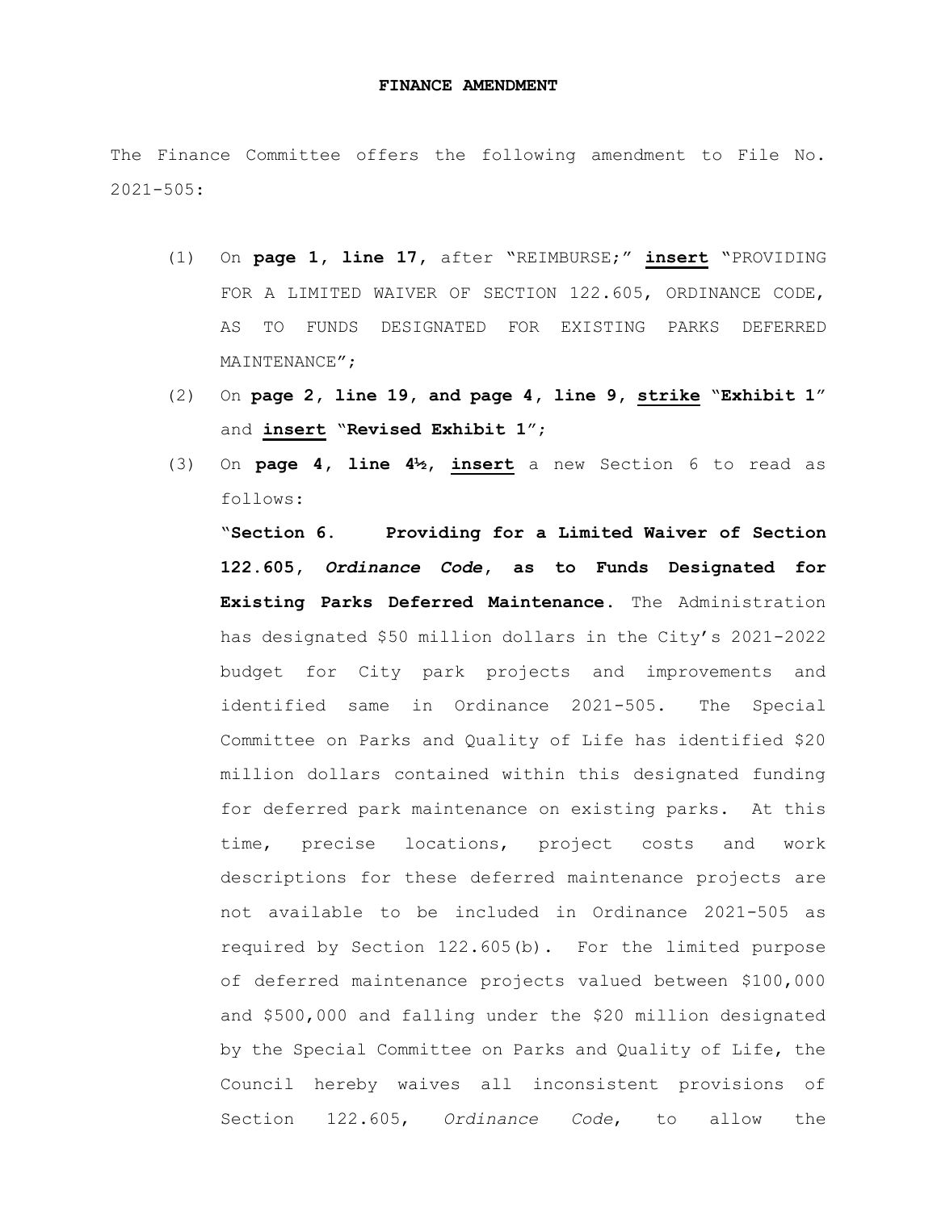**FINANCE AMENDMENT**

The Finance Committee offers the following amendment to File No. 2021-505:

(1) On **page 1, line 17**, after "REIMBURSE;" **insert** "PROVIDING FOR A LIMITED WAIVER OF SECTION 122.605, ORDINANCE CODE, AS TO FUNDS DESIGNATED FOR EXISTING PARKS DEFERRED MAINTENANCE";

(2) On **page 2, line 19, and page 4, line 9, strike "Exhibit 1"** and **insert "Revised Exhibit 1"**;

(3) On **page 4, line 4½**, **insert** a new Section 6 to read as follows:

"**Section 6. Providing for a Limited Waiver of Section 122.605, *Ordinance Code*, as to Funds Designated for Existing Parks Deferred Maintenance.** The Administration has designated $50 million dollars in the City's 2021-2022 budget for City park projects and improvements and identified same in Ordinance 2021-505. The Special Committee on Parks and Quality of Life has identified $20 million dollars contained within this designated funding for deferred park maintenance on existing parks. At this time, precise locations, project costs and work descriptions for these deferred maintenance projects are not available to be included in Ordinance 2021-505 as required by Section 122.605(b). For the limited purpose of deferred maintenance projects valued between $100,000 and $500,000 and falling under the $20 million designated by the Special Committee on Parks and Quality of Life, the Council hereby waives all inconsistent provisions of Section 122.605, *Ordinance Code*, to allow the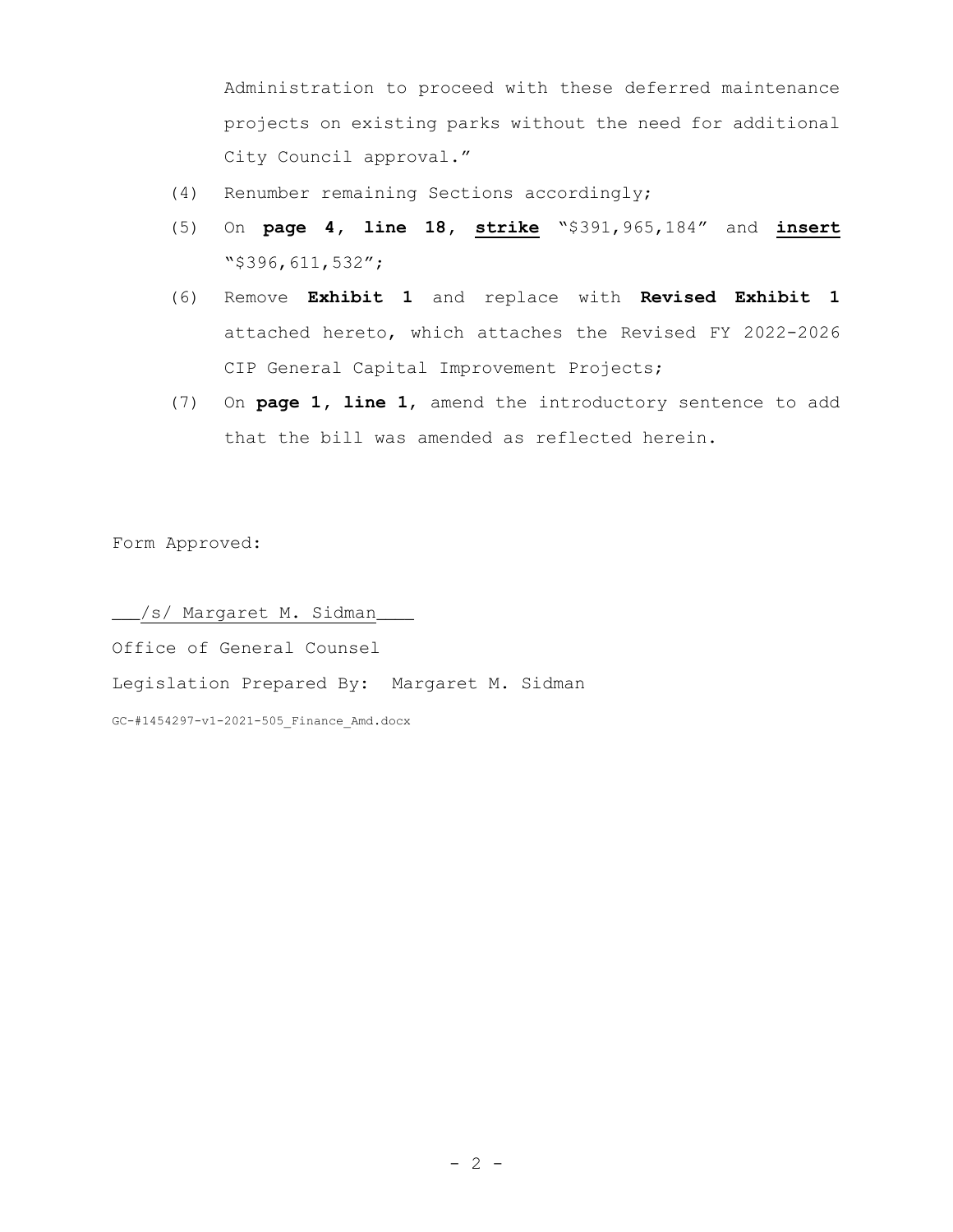Administration to proceed with these deferred maintenance projects on existing parks without the need for additional City Council approval."

(4) Renumber remaining Sections accordingly;

(5) On **page 4, line 18, strike** "$391,965,184" and **insert** "$396,611,532";

(6) Remove **Exhibit 1** and replace with **Revised Exhibit 1** attached hereto, which attaches the Revised FY 2022-2026 CIP General Capital Improvement Projects;

(7) On **page 1, line 1**, amend the introductory sentence to add that the bill was amended as reflected herein.

Form Approved:

/s/ Margaret M. Sidman

Office of General Counsel

Legislation Prepared By: Margaret M. Sidman

GC-#1454297-v1-2021-505_Finance_Amd.docx